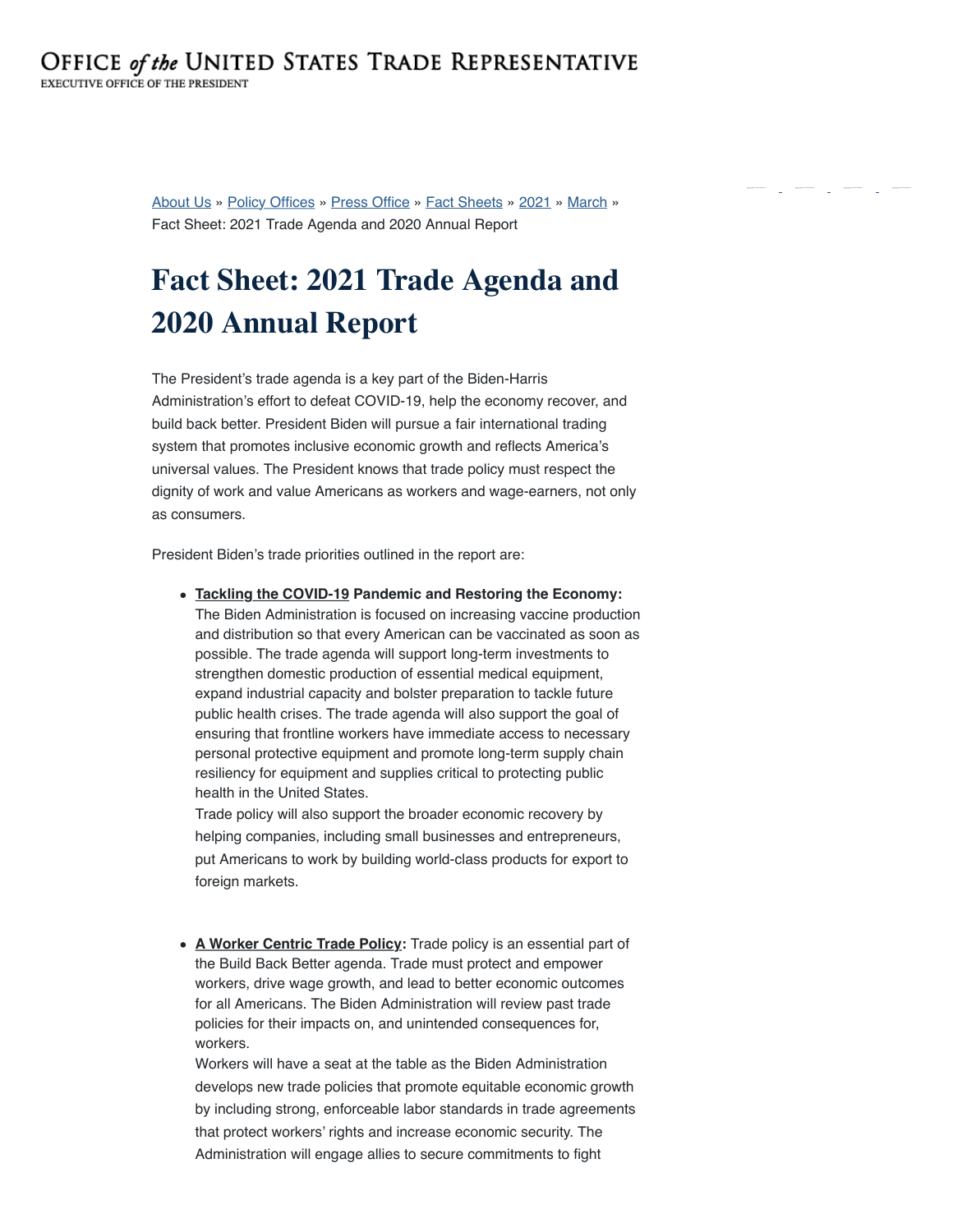OFFICE *of the* UNITED STATES TRADE REPRESENTATIVE
EXECUTIVE OFFICE OF THE PRESIDENT

About Us » Policy Offices » Press Office » Fact Sheets » 2021 » March » Fact Sheet: 2021 Trade Agenda and 2020 Annual Report

# Fact Sheet: 2021 Trade Agenda and 2020 Annual Report

The President's trade agenda is a key part of the Biden-Harris Administration's effort to defeat COVID-19, help the economy recover, and build back better. President Biden will pursue a fair international trading system that promotes inclusive economic growth and reflects America's universal values. The President knows that trade policy must respect the dignity of work and value Americans as workers and wage-earners, not only as consumers.

President Biden's trade priorities outlined in the report are:

- **Tackling the COVID-19 Pandemic and Restoring the Economy:** The Biden Administration is focused on increasing vaccine production and distribution so that every American can be vaccinated as soon as possible. The trade agenda will support long-term investments to strengthen domestic production of essential medical equipment, expand industrial capacity and bolster preparation to tackle future public health crises. The trade agenda will also support the goal of ensuring that frontline workers have immediate access to necessary personal protective equipment and promote long-term supply chain resiliency for equipment and supplies critical to protecting public health in the United States.
  Trade policy will also support the broader economic recovery by helping companies, including small businesses and entrepreneurs, put Americans to work by building world-class products for export to foreign markets.

- **A Worker Centric Trade Policy:** Trade policy is an essential part of the Build Back Better agenda. Trade must protect and empower workers, drive wage growth, and lead to better economic outcomes for all Americans. The Biden Administration will review past trade policies for their impacts on, and unintended consequences for, workers.
  Workers will have a seat at the table as the Biden Administration develops new trade policies that promote equitable economic growth by including strong, enforceable labor standards in trade agreements that protect workers' rights and increase economic security. The Administration will engage allies to secure commitments to fight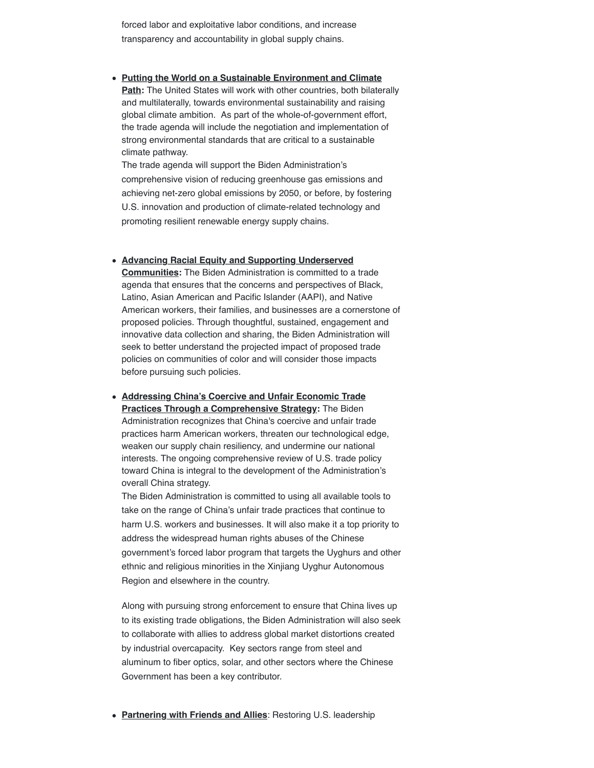forced labor and exploitative labor conditions, and increase transparency and accountability in global supply chains.

- **Putting the World on a Sustainable Environment and Climate Path:** The United States will work with other countries, both bilaterally and multilaterally, towards environmental sustainability and raising global climate ambition. As part of the whole-of-government effort, the trade agenda will include the negotiation and implementation of strong environmental standards that are critical to a sustainable climate pathway.

  The trade agenda will support the Biden Administration's comprehensive vision of reducing greenhouse gas emissions and achieving net-zero global emissions by 2050, or before, by fostering U.S. innovation and production of climate-related technology and promoting resilient renewable energy supply chains.

- **Advancing Racial Equity and Supporting Underserved Communities:** The Biden Administration is committed to a trade agenda that ensures that the concerns and perspectives of Black, Latino, Asian American and Pacific Islander (AAPI), and Native American workers, their families, and businesses are a cornerstone of proposed policies. Through thoughtful, sustained, engagement and innovative data collection and sharing, the Biden Administration will seek to better understand the projected impact of proposed trade policies on communities of color and will consider those impacts before pursuing such policies.

- **Addressing China's Coercive and Unfair Economic Trade Practices Through a Comprehensive Strategy:** The Biden Administration recognizes that China's coercive and unfair trade practices harm American workers, threaten our technological edge, weaken our supply chain resiliency, and undermine our national interests. The ongoing comprehensive review of U.S. trade policy toward China is integral to the development of the Administration's overall China strategy.

  The Biden Administration is committed to using all available tools to take on the range of China's unfair trade practices that continue to harm U.S. workers and businesses. It will also make it a top priority to address the widespread human rights abuses of the Chinese government's forced labor program that targets the Uyghurs and other ethnic and religious minorities in the Xinjiang Uyghur Autonomous Region and elsewhere in the country.

  Along with pursuing strong enforcement to ensure that China lives up to its existing trade obligations, the Biden Administration will also seek to collaborate with allies to address global market distortions created by industrial overcapacity. Key sectors range from steel and aluminum to fiber optics, solar, and other sectors where the Chinese Government has been a key contributor.

- **Partnering with Friends and Allies**: Restoring U.S. leadership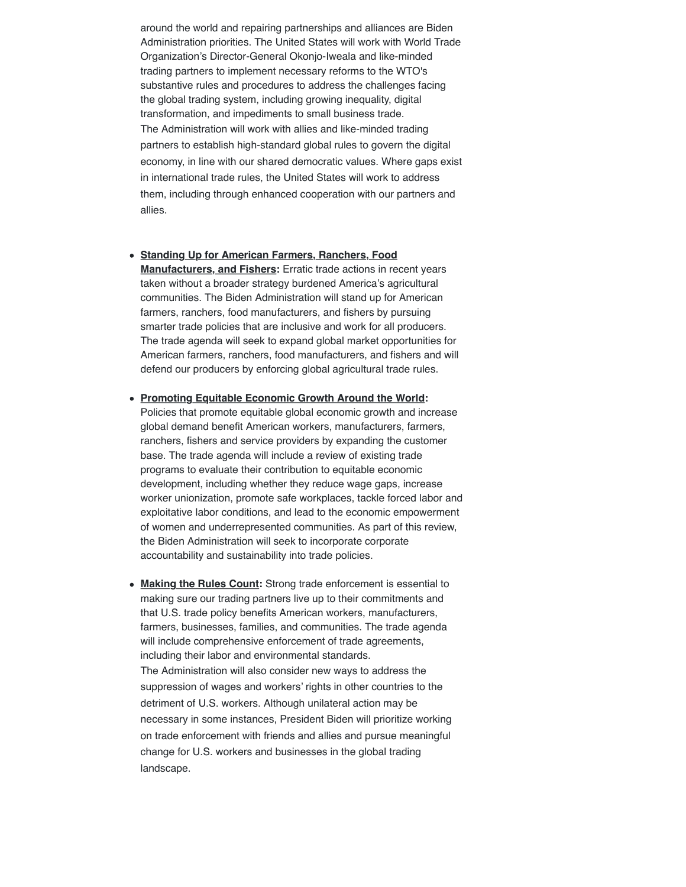around the world and repairing partnerships and alliances are Biden Administration priorities. The United States will work with World Trade Organization's Director-General Okonjo-Iweala and like-minded trading partners to implement necessary reforms to the WTO's substantive rules and procedures to address the challenges facing the global trading system, including growing inequality, digital transformation, and impediments to small business trade.
The Administration will work with allies and like-minded trading partners to establish high-standard global rules to govern the digital economy, in line with our shared democratic values. Where gaps exist in international trade rules, the United States will work to address them, including through enhanced cooperation with our partners and allies.

- **Standing Up for American Farmers, Ranchers, Food Manufacturers, and Fishers:** Erratic trade actions in recent years taken without a broader strategy burdened America's agricultural communities. The Biden Administration will stand up for American farmers, ranchers, food manufacturers, and fishers by pursuing smarter trade policies that are inclusive and work for all producers. The trade agenda will seek to expand global market opportunities for American farmers, ranchers, food manufacturers, and fishers and will defend our producers by enforcing global agricultural trade rules.

- **Promoting Equitable Economic Growth Around the World:** Policies that promote equitable global economic growth and increase global demand benefit American workers, manufacturers, farmers, ranchers, fishers and service providers by expanding the customer base. The trade agenda will include a review of existing trade programs to evaluate their contribution to equitable economic development, including whether they reduce wage gaps, increase worker unionization, promote safe workplaces, tackle forced labor and exploitative labor conditions, and lead to the economic empowerment of women and underrepresented communities. As part of this review, the Biden Administration will seek to incorporate corporate accountability and sustainability into trade policies.

- **Making the Rules Count:** Strong trade enforcement is essential to making sure our trading partners live up to their commitments and that U.S. trade policy benefits American workers, manufacturers, farmers, businesses, families, and communities. The trade agenda will include comprehensive enforcement of trade agreements, including their labor and environmental standards.
The Administration will also consider new ways to address the suppression of wages and workers' rights in other countries to the detriment of U.S. workers. Although unilateral action may be necessary in some instances, President Biden will prioritize working on trade enforcement with friends and allies and pursue meaningful change for U.S. workers and businesses in the global trading landscape.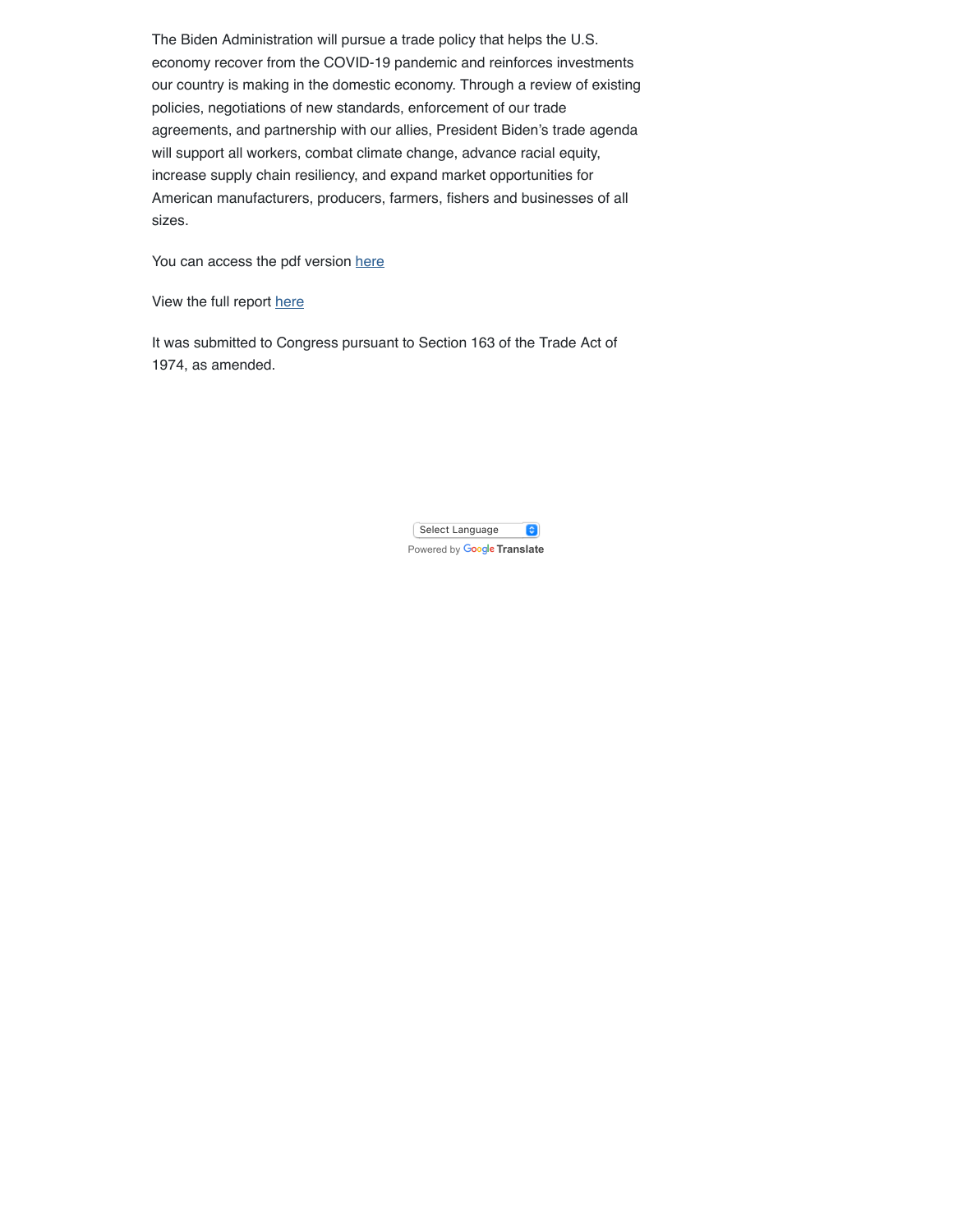The Biden Administration will pursue a trade policy that helps the U.S. economy recover from the COVID-19 pandemic and reinforces investments our country is making in the domestic economy. Through a review of existing policies, negotiations of new standards, enforcement of our trade agreements, and partnership with our allies, President Biden's trade agenda will support all workers, combat climate change, advance racial equity, increase supply chain resiliency, and expand market opportunities for American manufacturers, producers, farmers, fishers and businesses of all sizes.

You can access the pdf version here

View the full report here

It was submitted to Congress pursuant to Section 163 of the Trade Act of 1974, as amended.

Select Language

Powered by Google Translate